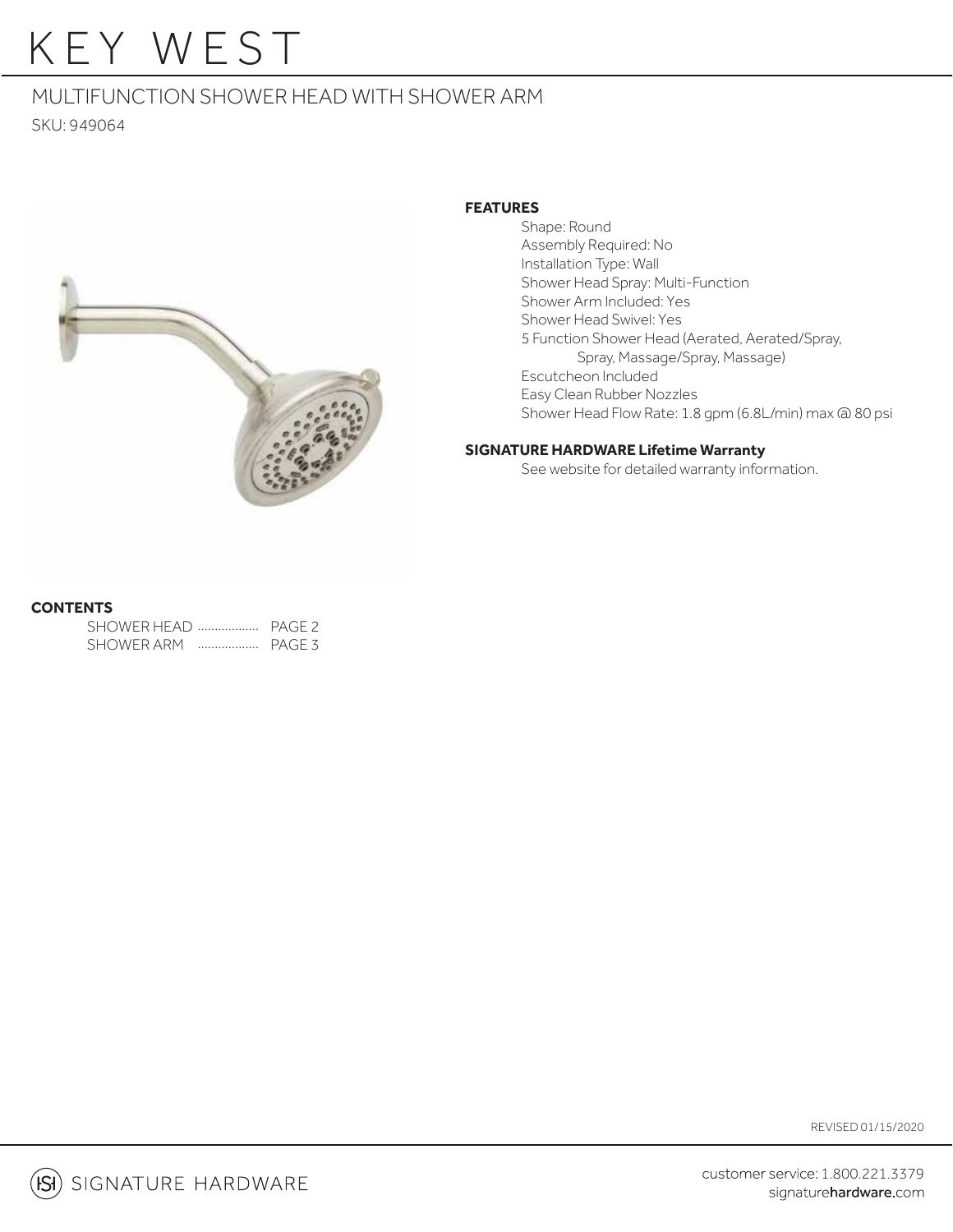# KEY WEST

## MULTIFUNCTION SHOWER HEAD WITH SHOWER ARM

SKU: 949064

**FEATURES**

- Shape: Round
- Assembly Required: No
- Installation Type: Wall
- Shower Head Spray: Multi-Function
- Shower Arm Included: Yes
- Shower Head Swivel: Yes
- 5 Function Shower Head (Aerated, Aerated/Spray, Spray, Massage/Spray, Massage)
- Escutcheon Included
- Easy Clean Rubber Nozzles
- Shower Head Flow Rate: 1.8 gpm (6.8L/min) max @ 80 psi

**SIGNATURE HARDWARE Lifetime Warranty**

See website for detailed warranty information.

**CONTENTS**

SHOWER HEAD .................. PAGE 2
SHOWER ARM .................. PAGE 3

REVISED 01/15/2020

SIGNATURE HARDWARE

customer service: 1.800.221.3379
signaturehardware.com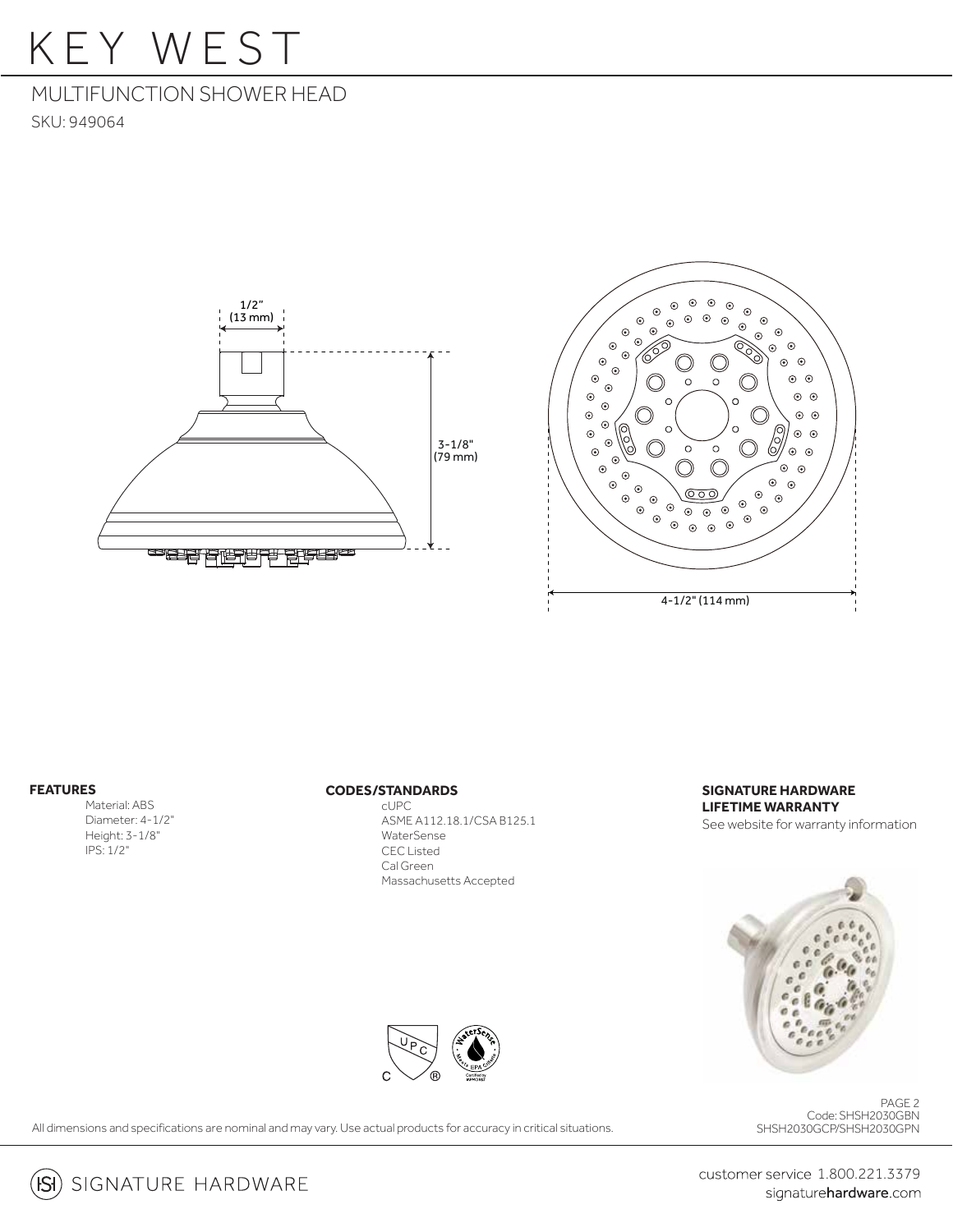# KEY WEST

## MULTIFUNCTION SHOWER HEAD

SKU: 949064

1/2" (13 mm)

3-1/8" (79 mm)

4-1/2" (114 mm)

**FEATURES**

Material: ABS
Diameter: 4-1/2"
Height: 3-1/8"
IPS: 1/2"

**CODES/STANDARDS**

cUPC
ASME A112.18.1/CSA B125.1
WaterSense
CEC Listed
Cal Green
Massachusetts Accepted

**SIGNATURE HARDWARE LIFETIME WARRANTY**

See website for warranty information

All dimensions and specifications are nominal and may vary. Use actual products for accuracy in critical situations.

Code: SHSH2030GBN
SHSH2030GCP/SHSH2030GPN

SIGNATURE HARDWARE

customer service 1.800.221.3379
signaturehardware.com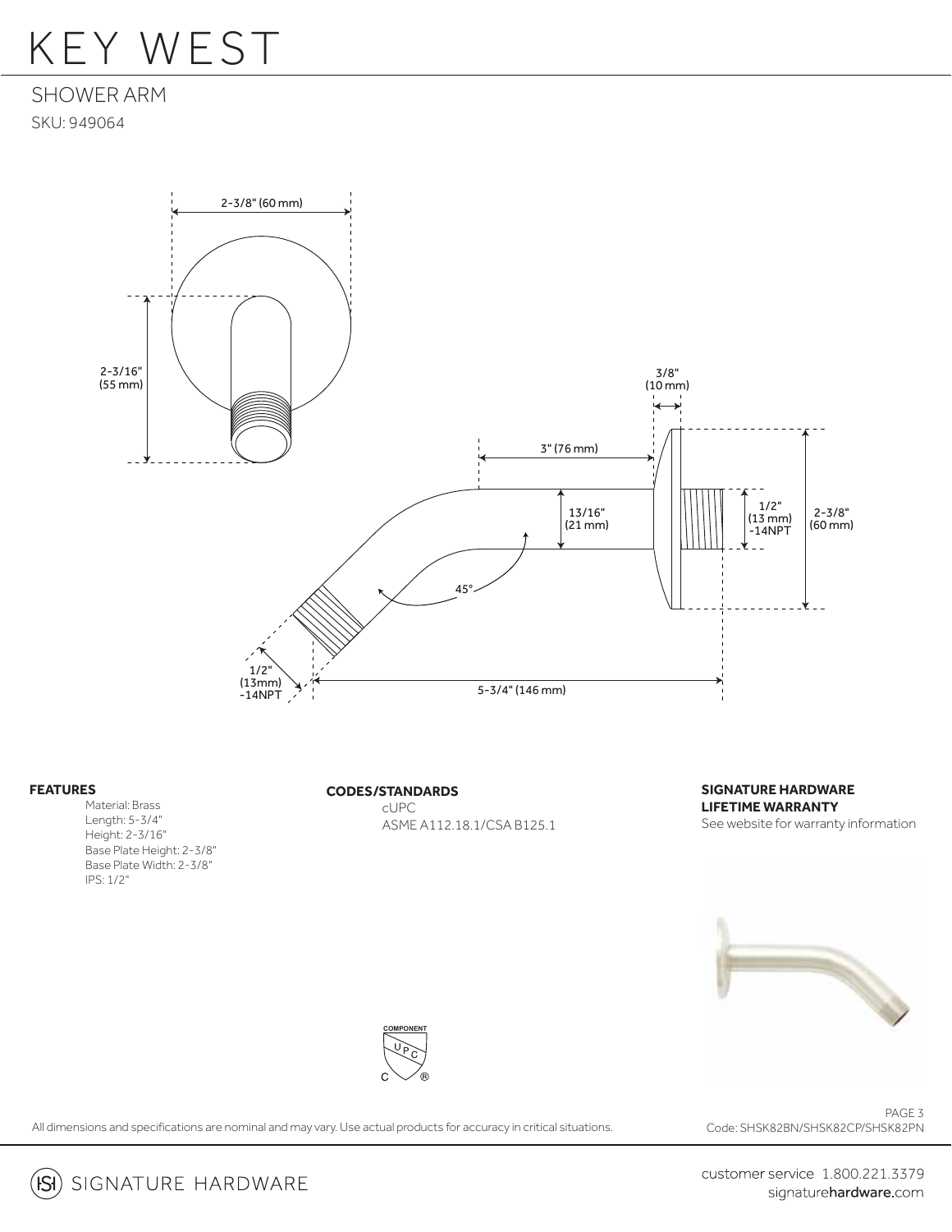# KEY WEST

## SHOWER ARM

SKU: 949064

2-3/8" (60 mm)

2-3/16" (55 mm)

3/8" (10 mm)

3" (76 mm)

13/16" (21 mm)

1/2" (13 mm) -14NPT

2-3/8" (60 mm)

45°

1/2" (13mm) -14NPT

5-3/4" (146 mm)

**FEATURES**

Material: Brass
Length: 5-3/4"
Height: 2-3/16"
Base Plate Height: 2-3/8"
Base Plate Width: 2-3/8"
IPS: 1/2"

**CODES/STANDARDS**

cUPC
ASME A112.18.1/CSA B125.1

**SIGNATURE HARDWARE LIFETIME WARRANTY**

See website for warranty information

COMPONENT UPC

All dimensions and specifications are nominal and may vary. Use actual products for accuracy in critical situations.

Code: SHSK82BN/SHSK82CP/SHSK82PN

SIGNATURE HARDWARE

customer service 1.800.221.3379
signaturehardware.com